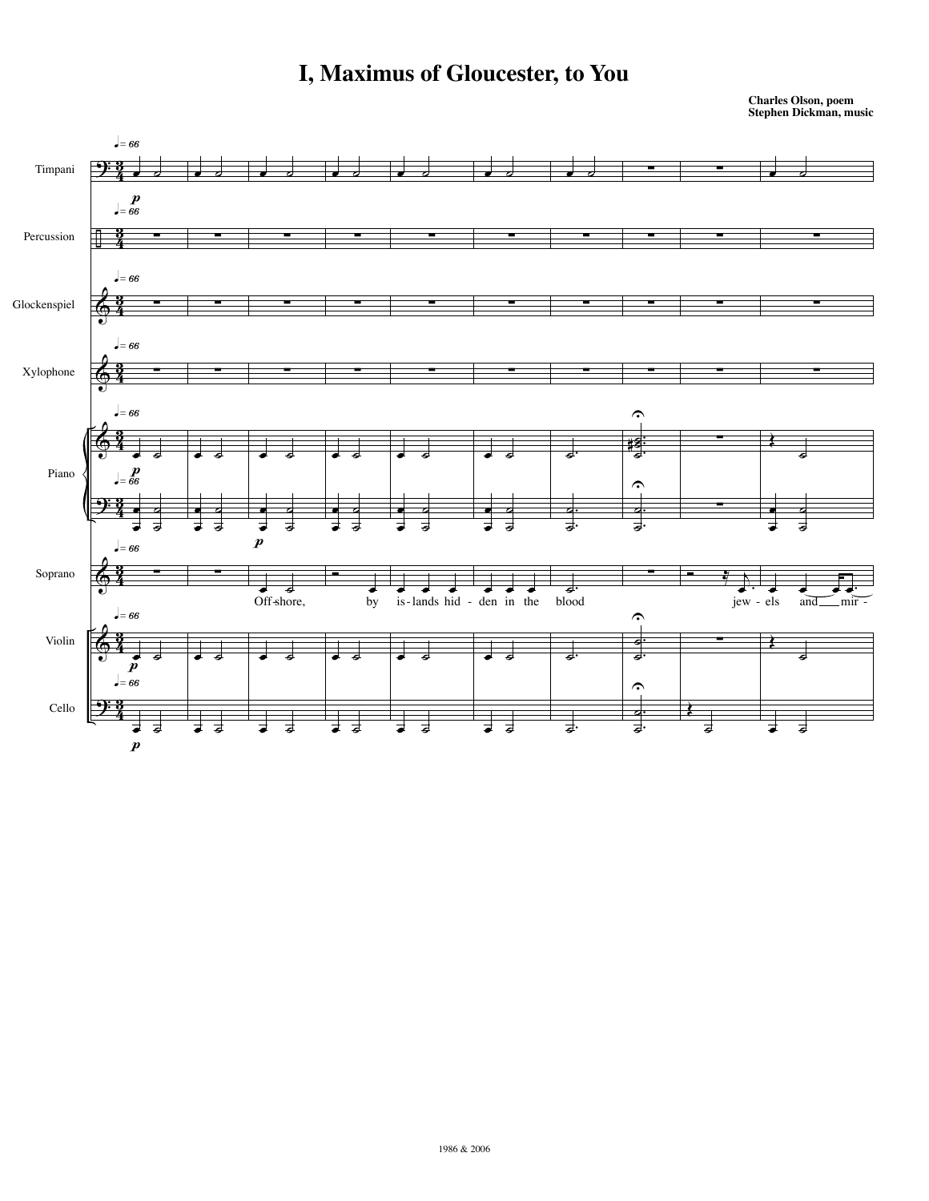# I, Maximus of Gloucester, to You

**Charles Olson, poem**
**Stephen Dickman, music**

1986 & 2006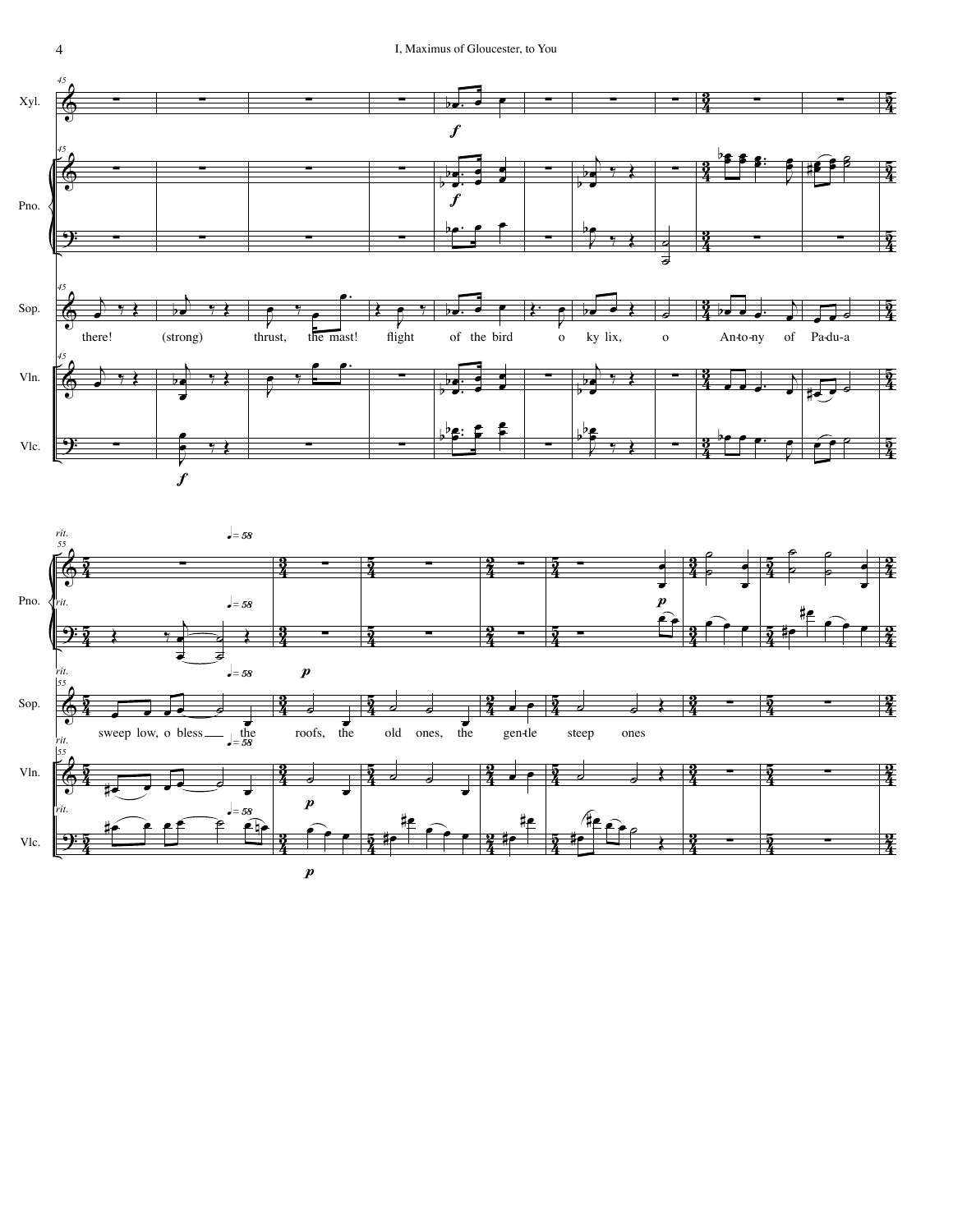Xyl.

Pno.

Sop.

there! (strong) thrust, the mast! flight of the bird o ky lix, o An-to-ny of Pa-du-a

Vln.

Vlc.

*rit.* ♩= 58

sweep low, o bless the roofs, the old ones, the gen-tle steep ones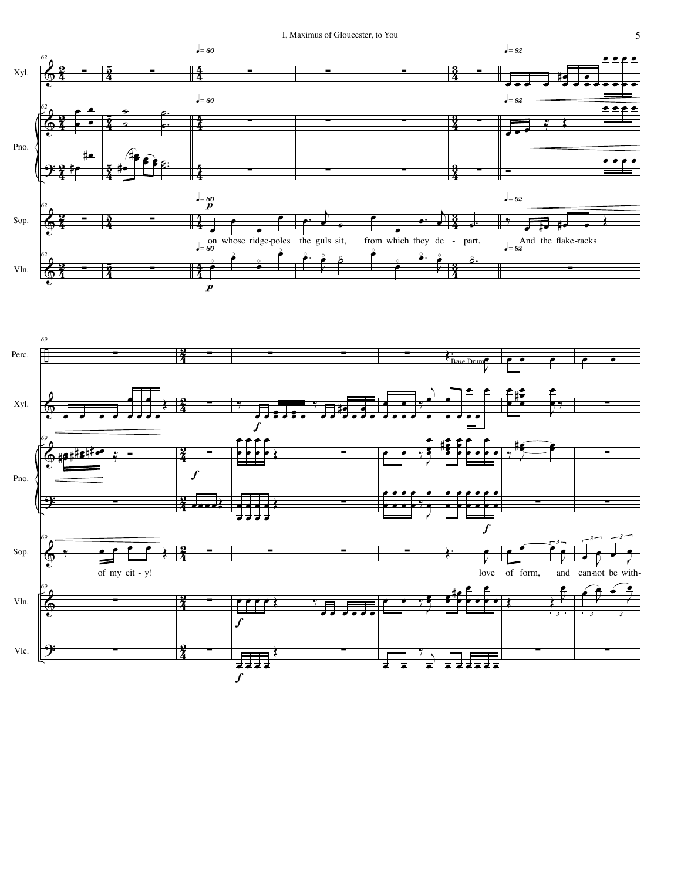on whose ridge-poles the guls sit, from which they de - part. And the flake-racks of my cit - y!

love of form, and can-not be with-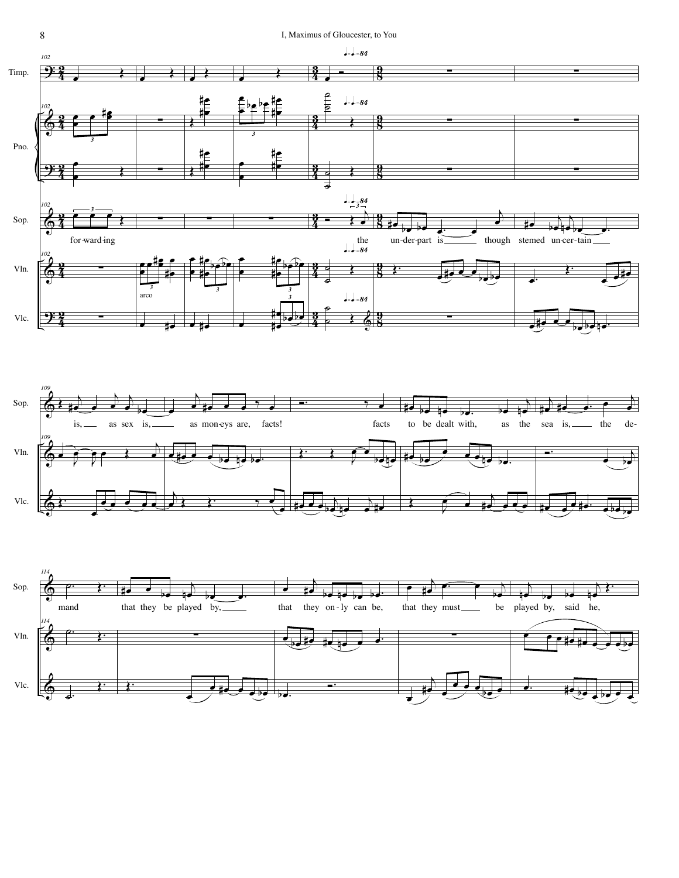Timp.

Pno.

Sop.

Vln.

Vlc.

for-ward-ing

the un-der-part is though stemed un-cer-tain

arco

is, as sex is, as mon-eys are, facts!

facts to be dealt with, as the sea is, the de-

mand that they be played by, that they on-ly can be, that they must be played by, said he,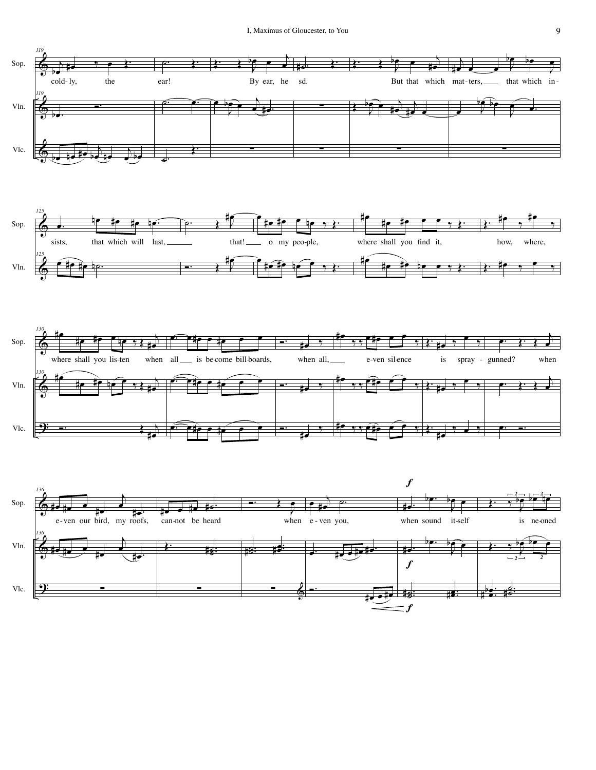Sop.

cold-ly, the ear! By ear, he sd. But that which mat-ters, that which in-

sists, that which will last, that! o my peo-ple, where shall you find it, how, where,

where shall you lis-ten when all is be-come bill-boards, when all, e-ven sil-ence is spray - gunned? when

e-ven our bird, my roofs, can-not be heard when e-ven you, when sound it-self is ne-oned

Vln.

Vlc.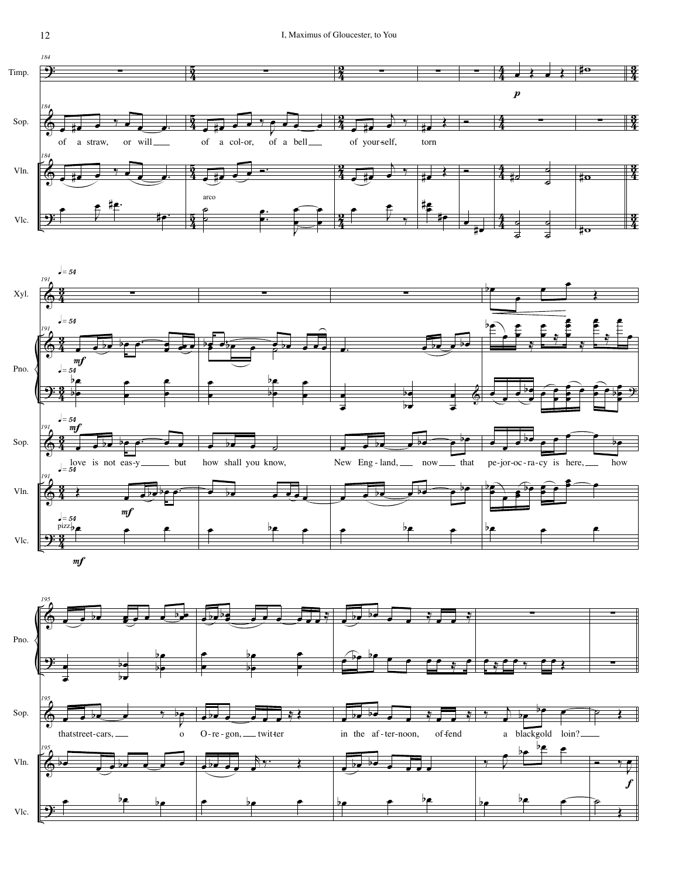of a straw, or will___ of a col-or, of a bell___ of your-self, torn

$\quarternote$ = 54

love is not eas-y___ but how shall you know, New Eng-land,___ now___ that pe-jor-oc-ra-cy is here,___ how

that street-cars,___ o O-re-gon,___ twit-ter in the af-ter-noon, of-fend a black gold loin?___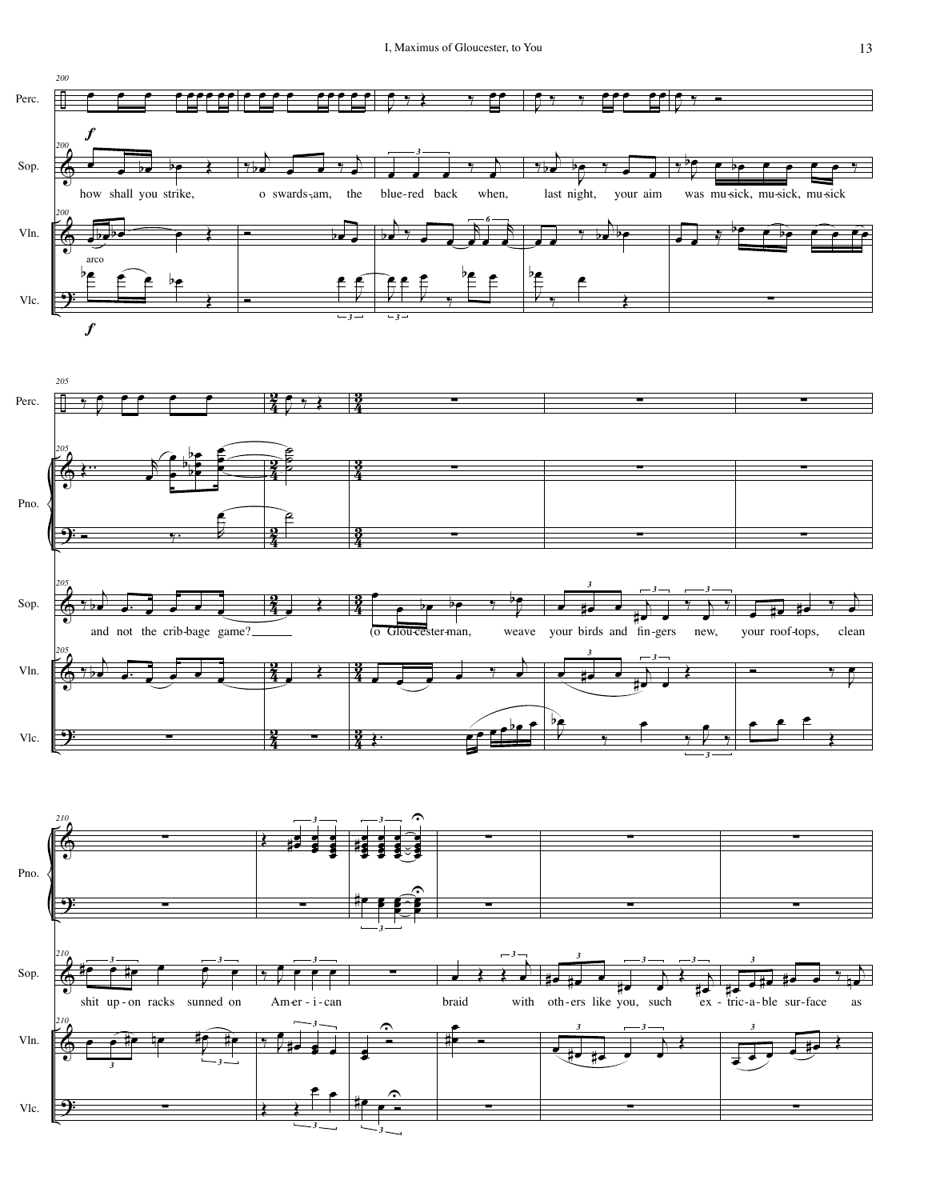Perc.

Sop.

how shall you strike, o swards-am, the blue-red back when, last night, your aim was mu-sick, mu-sick, mu-sick

Vln.

arco

Vlc.

Pno.

and not the crib-bage game? (o Glou-cester-man, weave your birds and fin-gers new, your roof-tops, clean

shit up-on racks sunned on Am-er-i-can braid with oth-ers like you, such ex-tric-a-ble sur-face as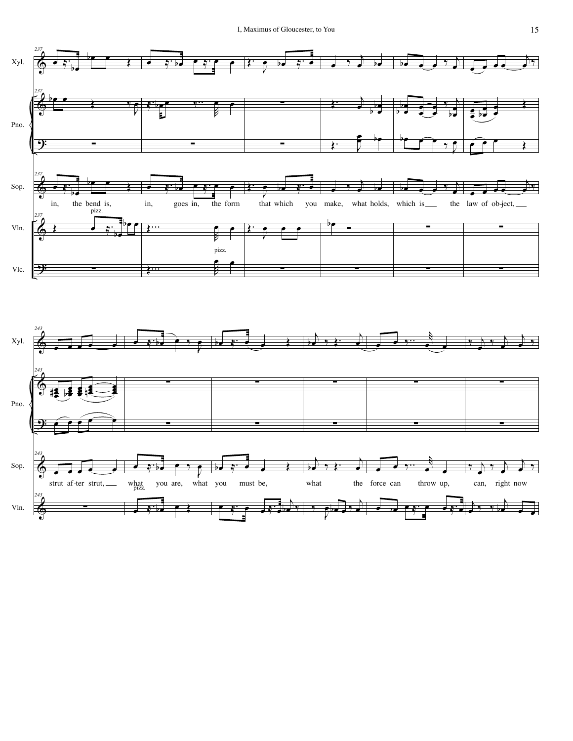Xyl.

Pno.

Sop.

in, the bend is, in, goes in, the form that which you make, what holds, which is the law of ob-ject,

Vln.

pizz.

pizz.

Vlc.

Xyl.

Pno.

Sop.

strut af-ter strut, what you are, what you must be, what the force can throw up, can, right now

Vln.

pizz.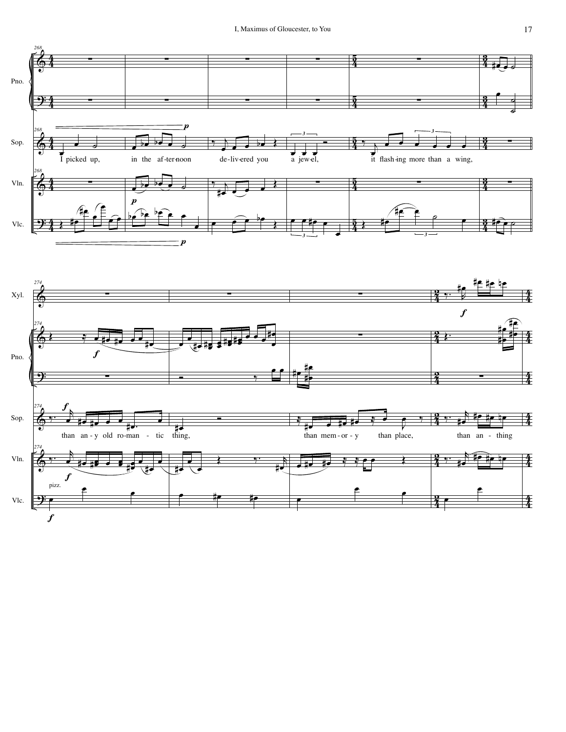I picked up, in the af-ter-noon de-liv-ered you a jew-el, it flash-ing more than a wing,

than an-y old ro-man-tic thing, than mem-or-y than place, than an-thing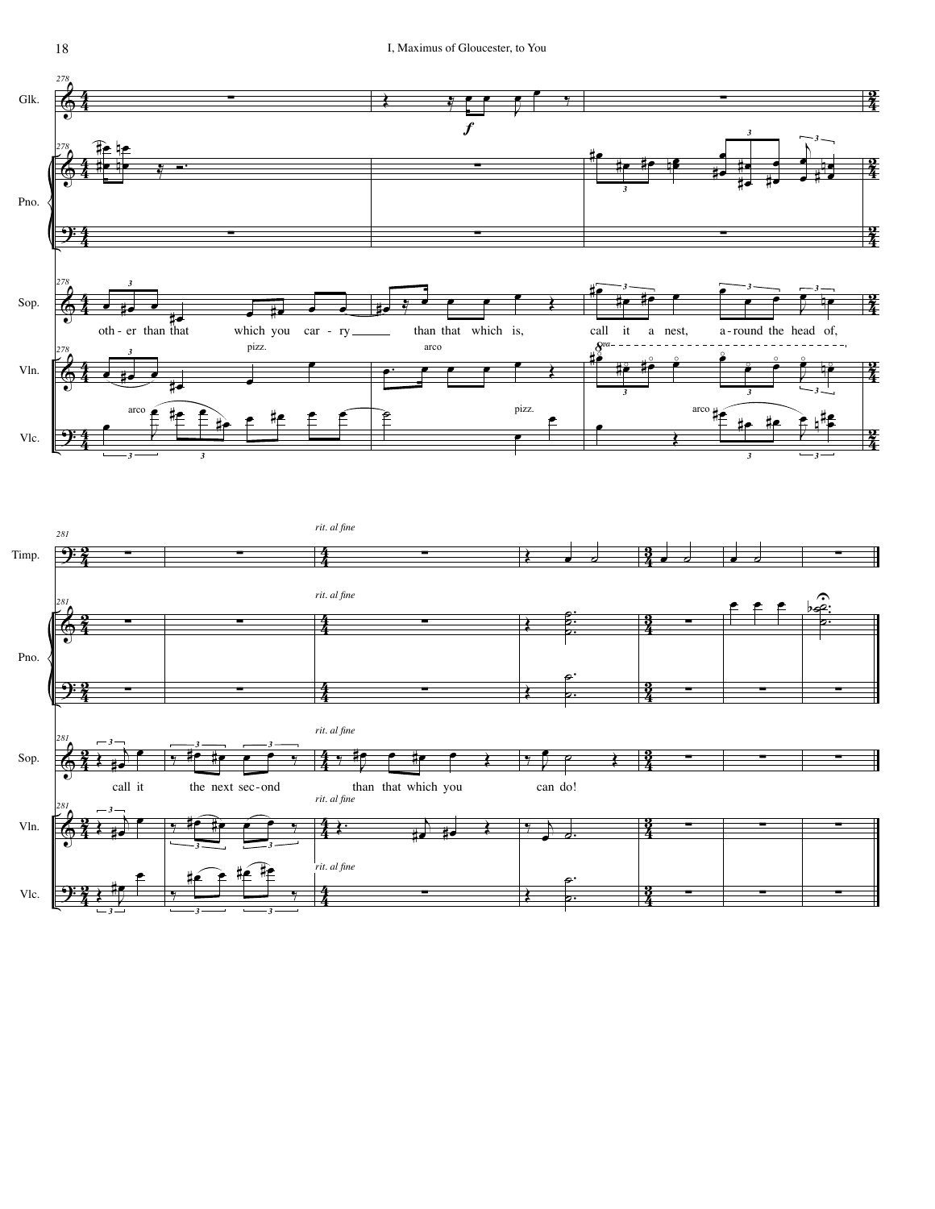Glk.

Pno.

Sop.

oth - er than that which you car - ry than that which is, call it a nest, a - round the head of,

Vln.

Vlc.

Timp.

*rit. al fine*

call it the next sec - ond than that which you can do!